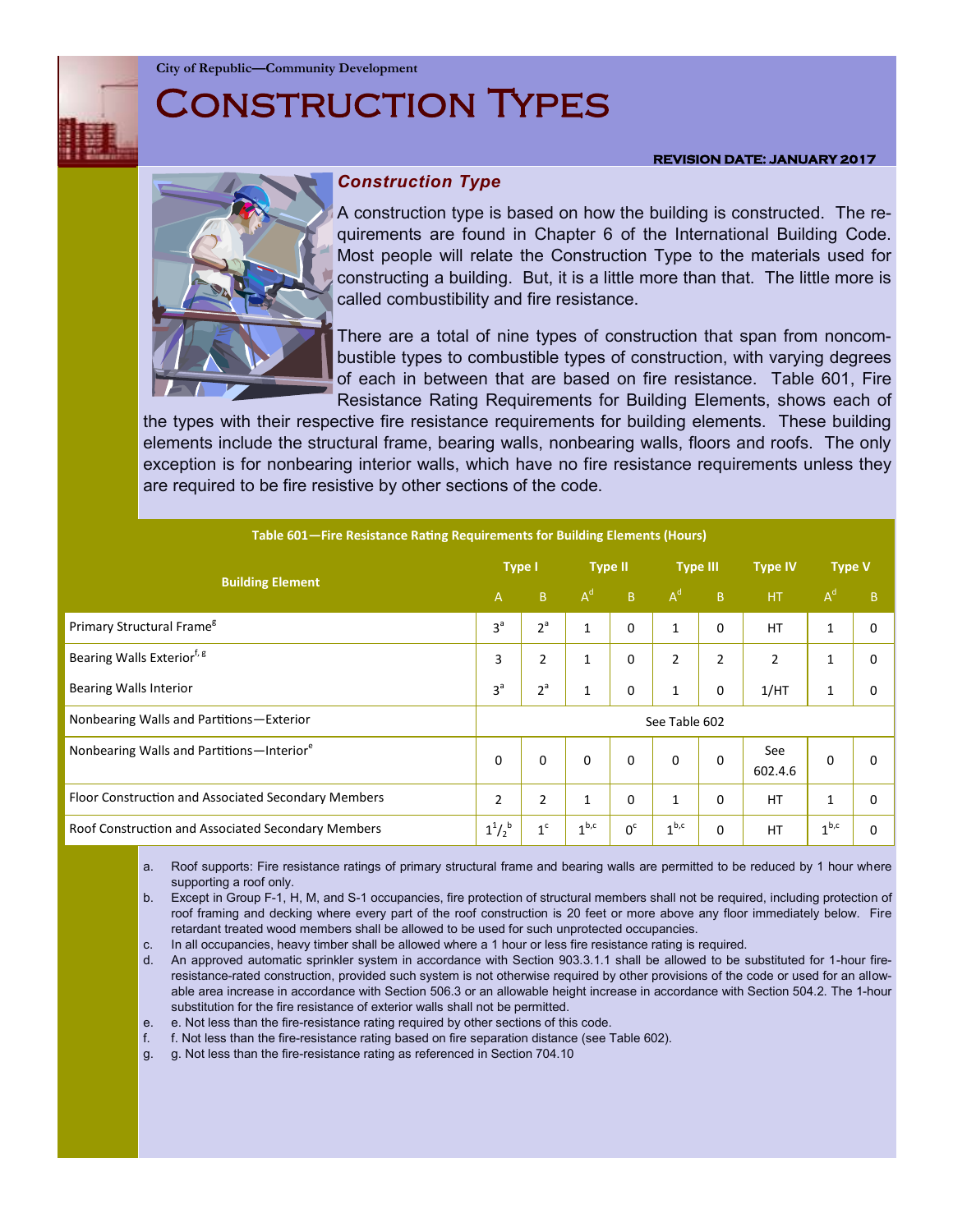City of Republic—Community Development

# Construction Types

**REVISION DATE: JANUARY 2017**

## *Construction Type*

A construction type is based on how the building is constructed. The requirements are found in Chapter 6 of the International Building Code. Most people will relate the Construction Type to the materials used for constructing a building. But, it is a little more than that. The little more is called combustibility and fire resistance.

There are a total of nine types of construction that span from noncombustible types to combustible types of construction, with varying degrees of each in between that are based on fire resistance. Table 601, Fire Resistance Rating Requirements for Building Elements, shows each of the types with their respective fire resistance requirements for building elements. These building elements include the structural frame, bearing walls, nonbearing walls, floors and roofs. The only exception is for nonbearing interior walls, which have no fire resistance requirements unless they are required to be fire resistive by other sections of the code.

**Table 601—Fire Resistance Rating Requirements for Building Elements (Hours)**

| Building Element | Type I | | Type II | | Type III | | Type IV | Type V | |
|---|---|---|---|---|---|---|---|---|---|
| | A | B | A[d] | B | A[d] | B | HT | A[d] | B |
| Primary Structural Frame[g] | 3[a] | 2[a] | 1 | 0 | 1 | 0 | HT | 1 | 0 |
| Bearing Walls Exterior[f, g] | 3 | 2 | 1 | 0 | 2 | 2 | 2 | 1 | 0 |
| Bearing Walls Interior | 3[a] | 2[a] | 1 | 0 | 1 | 0 | 1/HT | 1 | 0 |
| Nonbearing Walls and Partitions—Exterior | See Table 602 | | | | | | | | |
| Nonbearing Walls and Partitions—Interior[e] | 0 | 0 | 0 | 0 | 0 | 0 | See 602.4.6 | 0 | 0 |
| Floor Construction and Associated Secondary Members | 2 | 2 | 1 | 0 | 1 | 0 | HT | 1 | 0 |
| Roof Construction and Associated Secondary Members | $1^1/_2$[b] | 1[c] | 1[b,c] | 0[c] | 1[b,c] | 0 | HT | 1[b,c] | 0 |

a. Roof supports: Fire resistance ratings of primary structural frame and bearing walls are permitted to be reduced by 1 hour where supporting a roof only.

b. Except in Group F-1, H, M, and S-1 occupancies, fire protection of structural members shall not be required, including protection of roof framing and decking where every part of the roof construction is 20 feet or more above any floor immediately below. Fire retardant treated wood members shall be allowed to be used for such unprotected occupancies.

c. In all occupancies, heavy timber shall be allowed where a 1 hour or less fire resistance rating is required.

d. An approved automatic sprinkler system in accordance with Section 903.3.1.1 shall be allowed to be substituted for 1-hour fire-resistance-rated construction, provided such system is not otherwise required by other provisions of the code or used for an allowable area increase in accordance with Section 506.3 or an allowable height increase in accordance with Section 504.2. The 1-hour substitution for the fire resistance of exterior walls shall not be permitted.

e. e. Not less than the fire-resistance rating required by other sections of this code.

f. f. Not less than the fire-resistance rating based on fire separation distance (see Table 602).

g. g. Not less than the fire-resistance rating as referenced in Section 704.10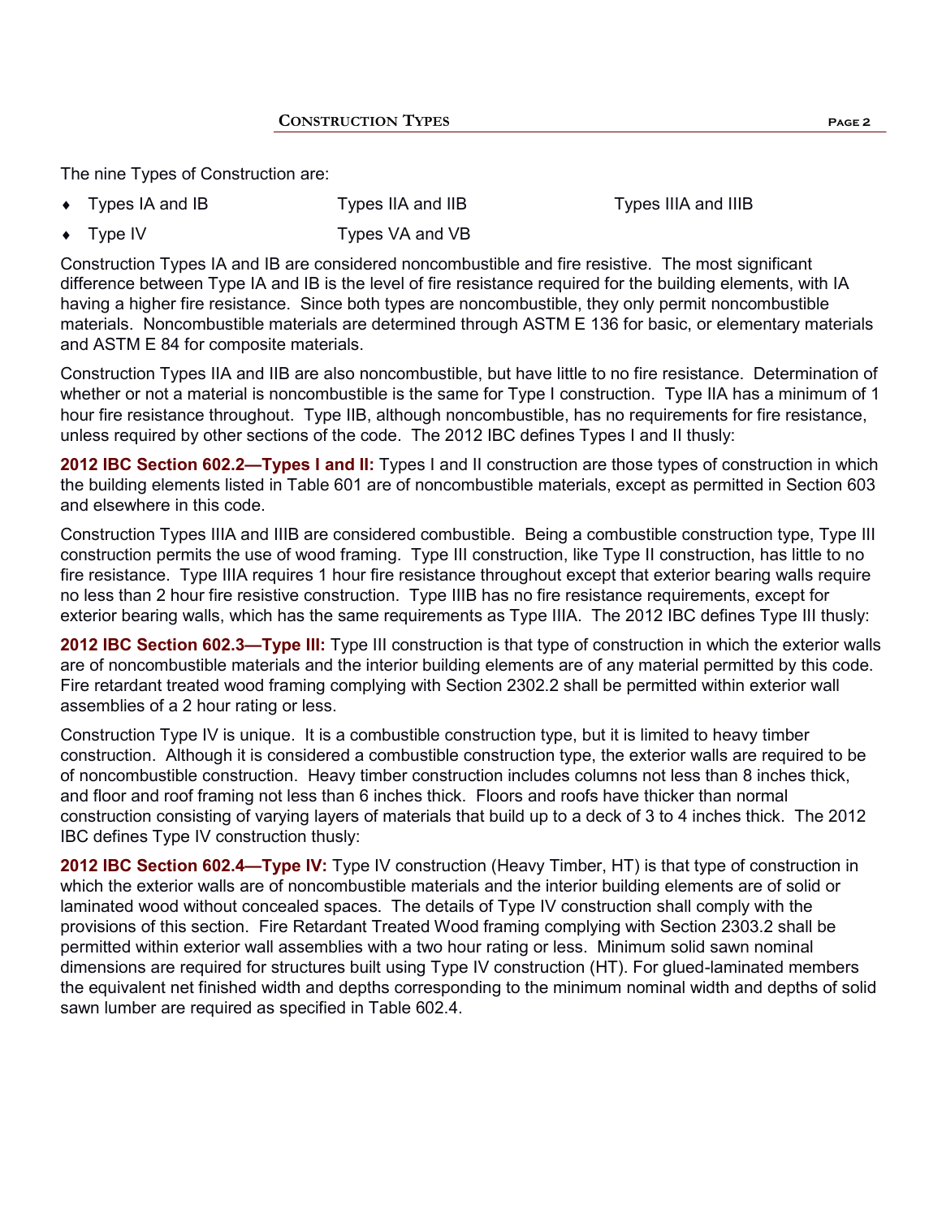The nine Types of Construction are:

- Types IA and IB — Types IIA and IIB — Types IIIA and IIIB
- Type IV — Types VA and VB

Construction Types IA and IB are considered noncombustible and fire resistive. The most significant difference between Type IA and IB is the level of fire resistance required for the building elements, with IA having a higher fire resistance. Since both types are noncombustible, they only permit noncombustible materials. Noncombustible materials are determined through ASTM E 136 for basic, or elementary materials and ASTM E 84 for composite materials.

Construction Types IIA and IIB are also noncombustible, but have little to no fire resistance. Determination of whether or not a material is noncombustible is the same for Type I construction. Type IIA has a minimum of 1 hour fire resistance throughout. Type IIB, although noncombustible, has no requirements for fire resistance, unless required by other sections of the code. The 2012 IBC defines Types I and II thusly:

**2012 IBC Section 602.2—Types I and II:** Types I and II construction are those types of construction in which the building elements listed in Table 601 are of noncombustible materials, except as permitted in Section 603 and elsewhere in this code.

Construction Types IIIA and IIIB are considered combustible. Being a combustible construction type, Type III construction permits the use of wood framing. Type III construction, like Type II construction, has little to no fire resistance. Type IIIA requires 1 hour fire resistance throughout except that exterior bearing walls require no less than 2 hour fire resistive construction. Type IIIB has no fire resistance requirements, except for exterior bearing walls, which has the same requirements as Type IIIA. The 2012 IBC defines Type III thusly:

**2012 IBC Section 602.3—Type III:** Type III construction is that type of construction in which the exterior walls are of noncombustible materials and the interior building elements are of any material permitted by this code. Fire retardant treated wood framing complying with Section 2302.2 shall be permitted within exterior wall assemblies of a 2 hour rating or less.

Construction Type IV is unique. It is a combustible construction type, but it is limited to heavy timber construction. Although it is considered a combustible construction type, the exterior walls are required to be of noncombustible construction. Heavy timber construction includes columns not less than 8 inches thick, and floor and roof framing not less than 6 inches thick. Floors and roofs have thicker than normal construction consisting of varying layers of materials that build up to a deck of 3 to 4 inches thick. The 2012 IBC defines Type IV construction thusly:

**2012 IBC Section 602.4—Type IV:** Type IV construction (Heavy Timber, HT) is that type of construction in which the exterior walls are of noncombustible materials and the interior building elements are of solid or laminated wood without concealed spaces. The details of Type IV construction shall comply with the provisions of this section. Fire Retardant Treated Wood framing complying with Section 2303.2 shall be permitted within exterior wall assemblies with a two hour rating or less. Minimum solid sawn nominal dimensions are required for structures built using Type IV construction (HT). For glued-laminated members the equivalent net finished width and depths corresponding to the minimum nominal width and depths of solid sawn lumber are required as specified in Table 602.4.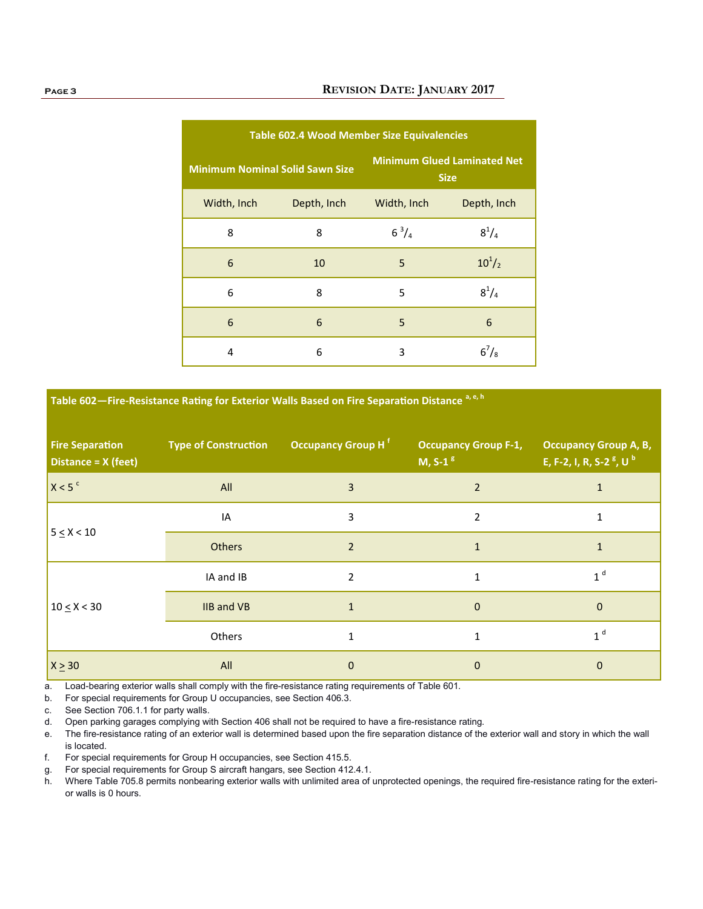**Table 602.4 Wood Member Size Equivalencies**

| Minimum Nominal Solid Sawn Size | | Minimum Glued Laminated Net Size | |
|---|---|---|---|
| Width, Inch | Depth, Inch | Width, Inch | Depth, Inch |
| 8 | 8 | $6\ ^3/_4$ | $8^1/_4$ |
| 6 | 10 | 5 | $10^1/_2$ |
| 6 | 8 | 5 | $8^1/_4$ |
| 6 | 6 | 5 | 6 |
| 4 | 6 | 3 | $6^7/_8$ |

**Table 602—Fire-Resistance Rating for Exterior Walls Based on Fire Separation Distance [a, e, h]**

| Fire Separation Distance = X (feet) | Type of Construction | Occupancy Group H [f] | Occupancy Group F-1, M, S-1 [g] | Occupancy Group A, B, E, F-2, I, R, S-2 [g], U [b] |
|---|---|---|---|---|
| X < 5 [c] | All | 3 | 2 | 1 |
| 5 ≤ X < 10 | IA | 3 | 2 | 1 |
| | Others | 2 | 1 | 1 |
| 10 ≤ X < 30 | IA and IB | 2 | 1 | 1 [d] |
| | IIB and VB | 1 | 0 | 0 |
| | Others | 1 | 1 | 1 [d] |
| X ≥ 30 | All | 0 | 0 | 0 |

a. Load-bearing exterior walls shall comply with the fire-resistance rating requirements of Table 601.
b. For special requirements for Group U occupancies, see Section 406.3.
c. See Section 706.1.1 for party walls.
d. Open parking garages complying with Section 406 shall not be required to have a fire-resistance rating.
e. The fire-resistance rating of an exterior wall is determined based upon the fire separation distance of the exterior wall and story in which the wall is located.
f. For special requirements for Group H occupancies, see Section 415.5.
g. For special requirements for Group S aircraft hangars, see Section 412.4.1.
h. Where Table 705.8 permits nonbearing exterior walls with unlimited area of unprotected openings, the required fire-resistance rating for the exterior walls is 0 hours.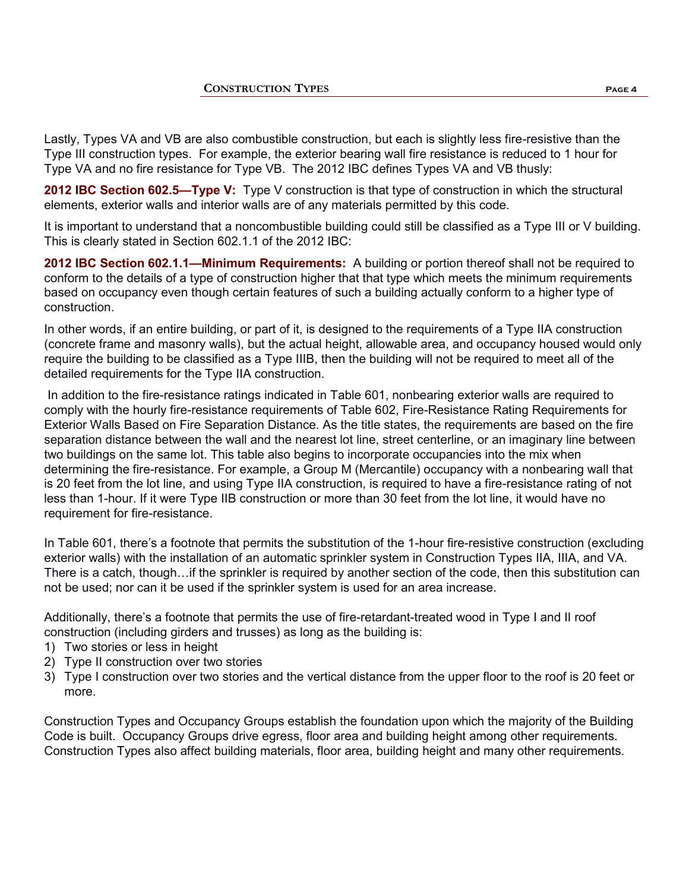Lastly, Types VA and VB are also combustible construction, but each is slightly less fire-resistive than the Type III construction types. For example, the exterior bearing wall fire resistance is reduced to 1 hour for Type VA and no fire resistance for Type VB. The 2012 IBC defines Types VA and VB thusly:

**2012 IBC Section 602.5—Type V:** Type V construction is that type of construction in which the structural elements, exterior walls and interior walls are of any materials permitted by this code.

It is important to understand that a noncombustible building could still be classified as a Type III or V building. This is clearly stated in Section 602.1.1 of the 2012 IBC:

**2012 IBC Section 602.1.1—Minimum Requirements:** A building or portion thereof shall not be required to conform to the details of a type of construction higher that that type which meets the minimum requirements based on occupancy even though certain features of such a building actually conform to a higher type of construction.

In other words, if an entire building, or part of it, is designed to the requirements of a Type IIA construction (concrete frame and masonry walls), but the actual height, allowable area, and occupancy housed would only require the building to be classified as a Type IIIB, then the building will not be required to meet all of the detailed requirements for the Type IIA construction.

In addition to the fire-resistance ratings indicated in Table 601, nonbearing exterior walls are required to comply with the hourly fire-resistance requirements of Table 602, Fire-Resistance Rating Requirements for Exterior Walls Based on Fire Separation Distance. As the title states, the requirements are based on the fire separation distance between the wall and the nearest lot line, street centerline, or an imaginary line between two buildings on the same lot. This table also begins to incorporate occupancies into the mix when determining the fire-resistance. For example, a Group M (Mercantile) occupancy with a nonbearing wall that is 20 feet from the lot line, and using Type IIA construction, is required to have a fire-resistance rating of not less than 1-hour. If it were Type IIB construction or more than 30 feet from the lot line, it would have no requirement for fire-resistance.

In Table 601, there's a footnote that permits the substitution of the 1-hour fire-resistive construction (excluding exterior walls) with the installation of an automatic sprinkler system in Construction Types IIA, IIIA, and VA. There is a catch, though…if the sprinkler is required by another section of the code, then this substitution can not be used; nor can it be used if the sprinkler system is used for an area increase.

Additionally, there's a footnote that permits the use of fire-retardant-treated wood in Type I and II roof construction (including girders and trusses) as long as the building is:

1) Two stories or less in height
2) Type II construction over two stories
3) Type I construction over two stories and the vertical distance from the upper floor to the roof is 20 feet or more.

Construction Types and Occupancy Groups establish the foundation upon which the majority of the Building Code is built. Occupancy Groups drive egress, floor area and building height among other requirements. Construction Types also affect building materials, floor area, building height and many other requirements.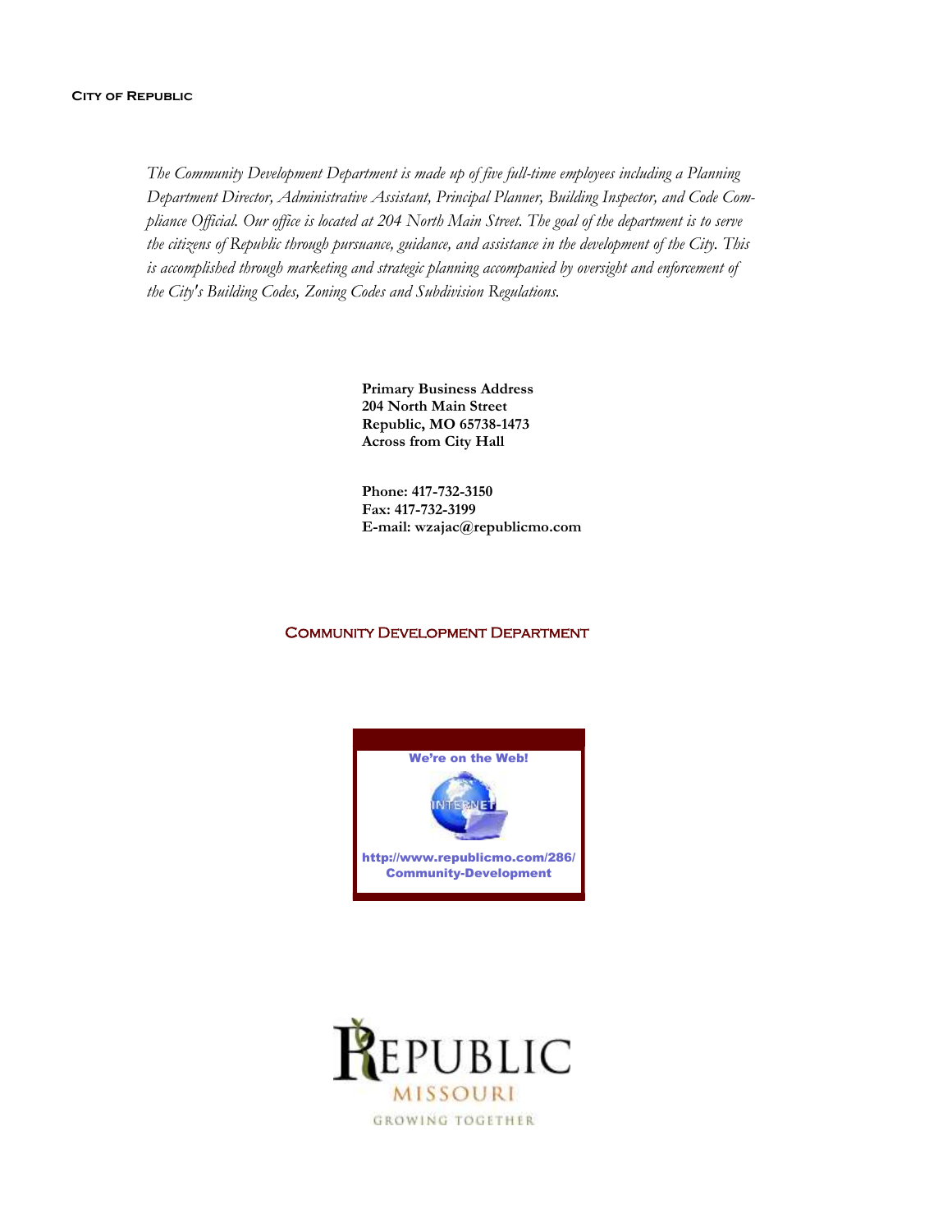*The Community Development Department is made up of five full-time employees including a Planning Department Director, Administrative Assistant, Principal Planner, Building Inspector, and Code Compliance Official. Our office is located at 204 North Main Street. The goal of the department is to serve the citizens of Republic through pursuance, guidance, and assistance in the development of the City. This is accomplished through marketing and strategic planning accompanied by oversight and enforcement of the City's Building Codes, Zoning Codes and Subdivision Regulations.*

**Primary Business Address**
**204 North Main Street**
**Republic, MO 65738-1473**
**Across from City Hall**

**Phone: 417-732-3150**
**Fax: 417-732-3199**
**E-mail: wzajac@republicmo.com**

## Community Development Department

**We're on the Web!**

INTERNET

**http://www.republicmo.com/286/Community-Development**

REPUBLIC
MISSOURI
GROWING TOGETHER